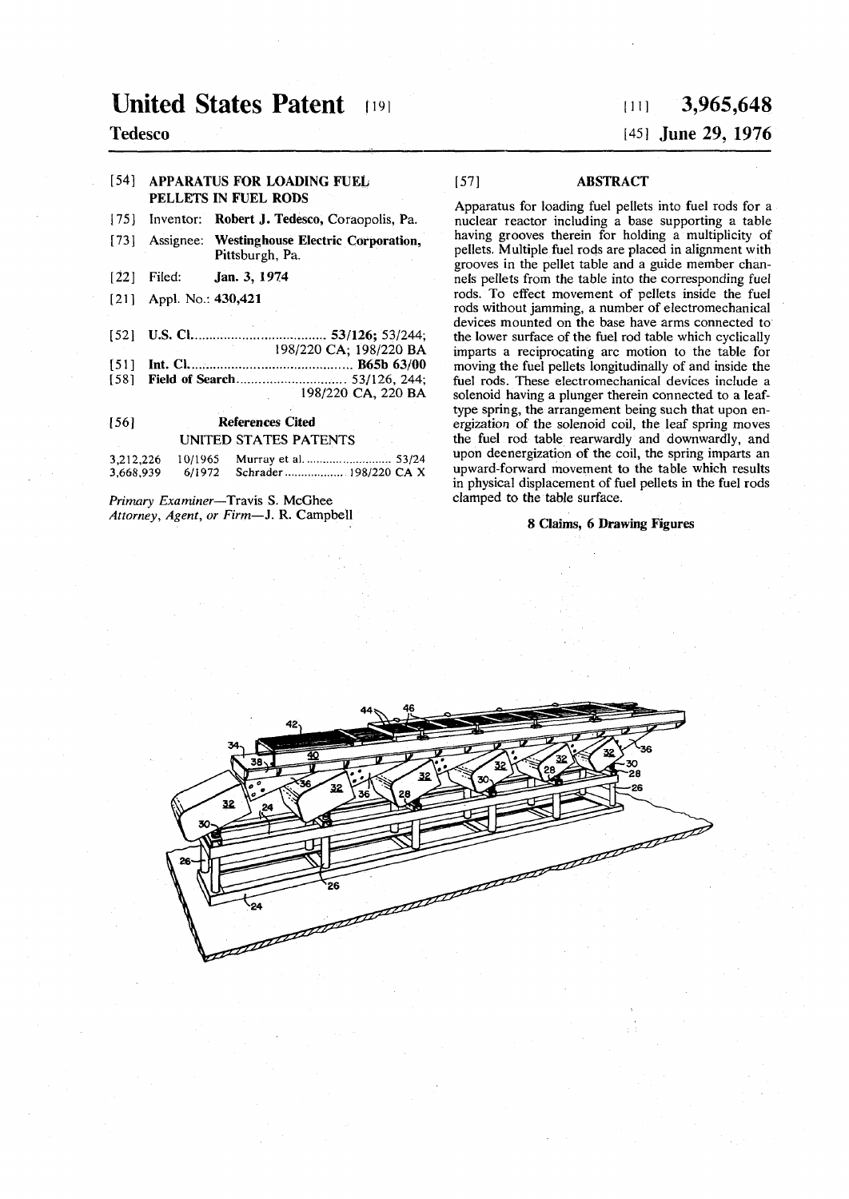# United States Patent [19]

**Tedesco**

[11] **3,965,648**

[45] **June 29, 1976**

[54] **APPARATUS FOR LOADING FUEL PELLETS IN FUEL RODS**

[75] Inventor: **Robert J. Tedesco,** Coraopolis, Pa.

[73] Assignee: **Westinghouse Electric Corporation,** Pittsburgh, Pa.

[22] Filed: **Jan. 3, 1974**

[21] Appl. No.: **430,421**

[52] **U.S. Cl.** .................................... **53/126;** 53/244; 198/220 CA; 198/220 BA

[51] **Int. Cl.**[2] ........................................... **B65b 63/00**

[58] **Field of Search** .............................. 53/126, 244; 198/220 CA, 220 BA

[56] **References Cited**

UNITED STATES PATENTS

| | | | |
|---|---|---|---|
| 3,212,226 | 10/1965 | Murray et al. .......................... | 53/24 |
| 3,668,939 | 6/1972 | Schrader .................. | 198/220 CA X |

*Primary Examiner*—Travis S. McGhee
*Attorney, Agent, or Firm*—J. R. Campbell

[57] **ABSTRACT**

Apparatus for loading fuel pellets into fuel rods for a nuclear reactor including a base supporting a table having grooves therein for holding a multiplicity of pellets. Multiple fuel rods are placed in alignment with grooves in the pellet table and a guide member channels pellets from the table into the corresponding fuel rods. To effect movement of pellets inside the fuel rods without jamming, a number of electromechanical devices mounted on the base have arms connected to the lower surface of the fuel rod table which cyclically imparts a reciprocating arc motion to the table for moving the fuel pellets longitudinally of and inside the fuel rods. These electromechanical devices include a solenoid having a plunger therein connected to a leaf-type spring, the arrangement being such that upon energization of the solenoid coil, the leaf spring moves the fuel rod table rearwardly and downwardly, and upon deenergization of the coil, the spring imparts an upward-forward movement to the table which results in physical displacement of fuel pellets in the fuel rods clamped to the table surface.

**8 Claims, 6 Drawing Figures**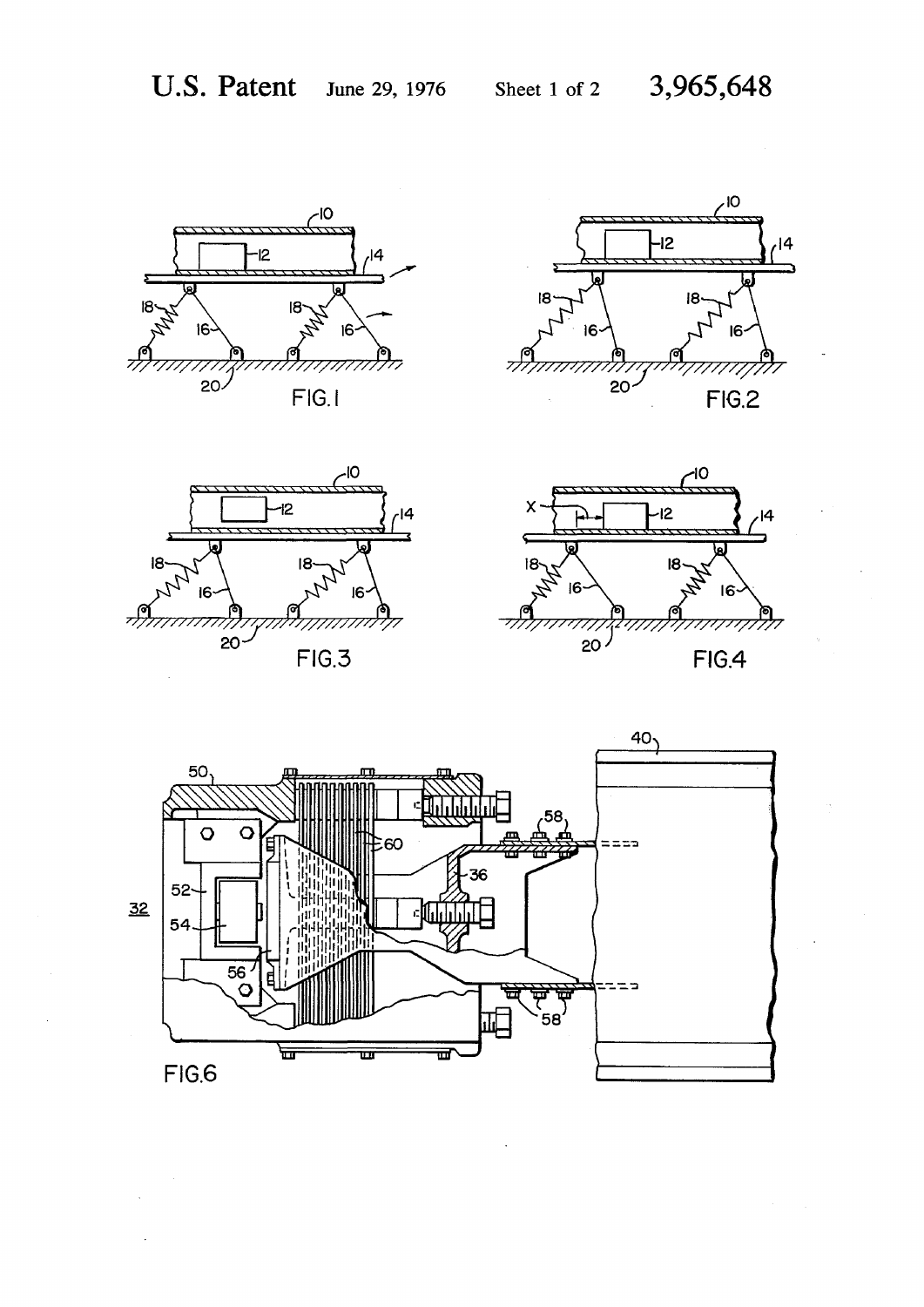FIG.1

FIG.2

FIG.3

FIG.4

FIG.6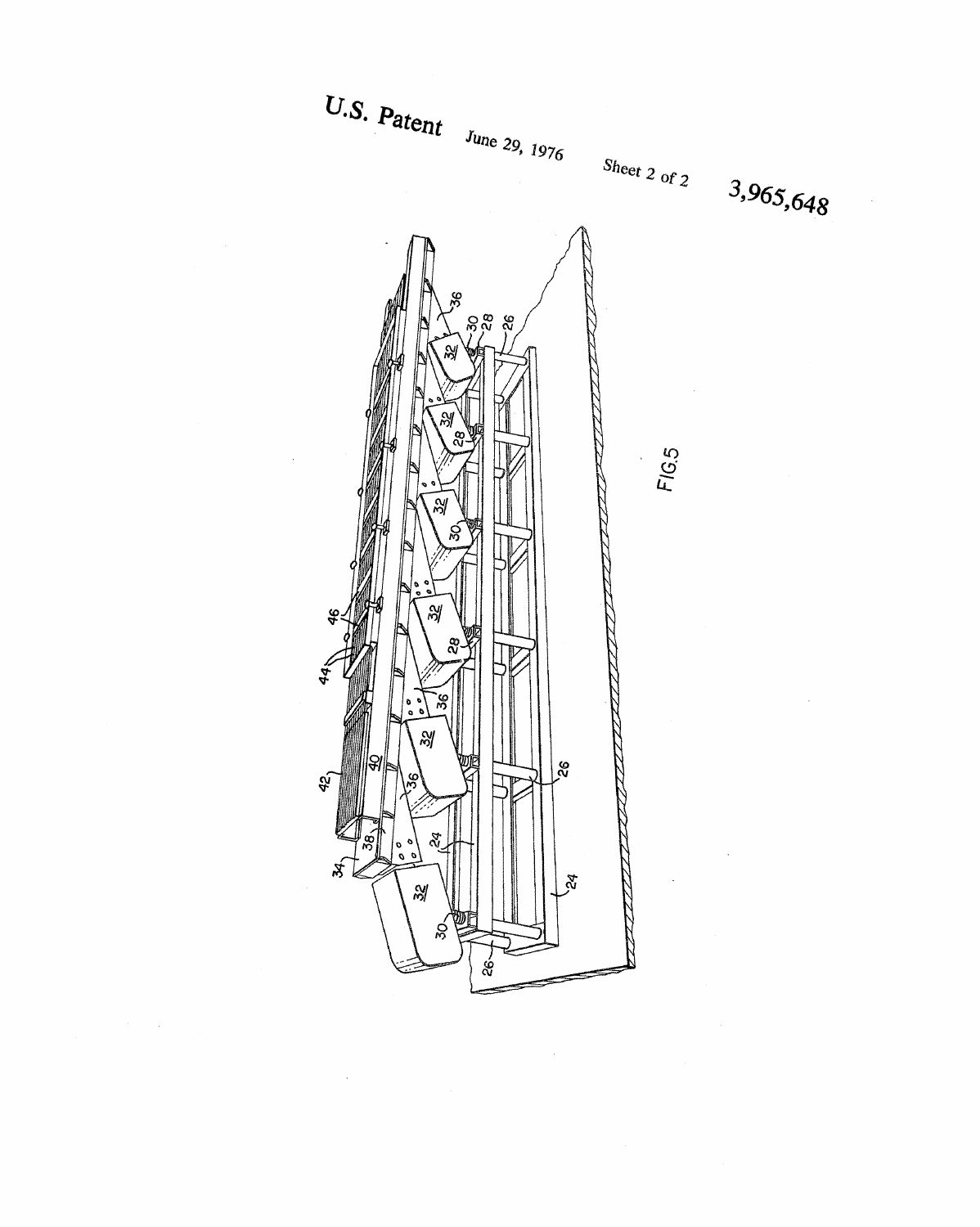FIG.5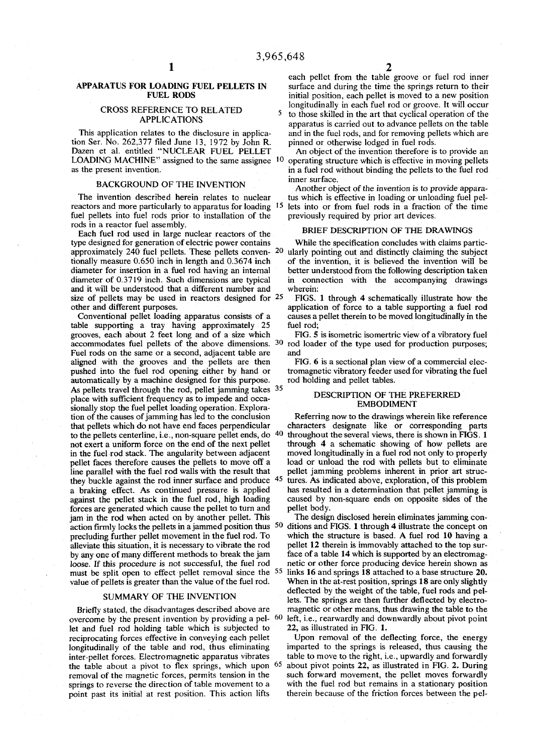# APPARATUS FOR LOADING FUEL PELLETS IN FUEL RODS

## CROSS REFERENCE TO RELATED APPLICATIONS

This application relates to the disclosure in application Ser. No. 262,377 filed June 13, 1972 by John R. Dazen et al. entitled "NUCLEAR FUEL PELLET LOADING MACHINE" assigned to the same assignee as the present invention.

## BACKGROUND OF THE INVENTION

The invention described herein relates to nuclear reactors and more particularly to apparatus for loading fuel pellets into fuel rods prior to installation of the rods in a reactor fuel assembly.

Each fuel rod used in large nuclear reactors of the type designed for generation of electric power contains approximately 240 fuel pellets. These pellets conventionally measure 0.650 inch in length and 0.3674 inch diameter for insertion in a fuel rod having an internal diameter of 0.3719 inch. Such dimensions are typical and it will be understood that a different number and size of pellets may be used in reactors designed for other and different purposes.

Conventional pellet loading apparatus consists of a table supporting a tray having approximately 25 grooves, each about 2 feet long and of a size which accommodates fuel pellets of the above dimensions. Fuel rods on the same or a second, adjacent table are aligned with the grooves and the pellets are then pushed into the fuel rod opening either by hand or automatically by a machine designed for this purpose. As pellets travel through the rod, pellet jamming takes place with sufficient frequency as to impede and occasionally stop the fuel pellet loading operation. Exploration of the causes of jamming has led to the conclusion that pellets which do not have end faces perpendicular to the pellets centerline, i.e., non-square pellet ends, do not exert a uniform force on the end of the next pellet in the fuel rod stack. The angularity between adjacent pellet faces therefore causes the pellets to move off a line parallel with the fuel rod walls with the result that they buckle against the rod inner surface and produce a braking effect. As continued pressure is applied against the pellet stack in the fuel rod, high loading forces are generated which cause the pellet to turn and jam in the rod when acted on by another pellet. This action firmly locks the pellets in a jammed position thus precluding further pellet movement in the fuel rod. To alleviate this situation, it is necessary to vibrate the rod by any one of many different methods to break the jam loose. If this procedure is not successful, the fuel rod must be split open to effect pellet removal since the value of pellets is greater than the value of the fuel rod.

## SUMMARY OF THE INVENTION

Briefly stated, the disadvantages described above are overcome by the present invention by providing a pellet and fuel rod holding table which is subjected to reciprocating forces effective in conveying each pellet longitudinally of the table and rod, thus eliminating inter-pellet forces. Electromagnetic apparatus vibrates the table about a pivot to flex springs, which upon removal of the magnetic forces, permits tension in the springs to reverse the direction of table movement to a point past its initial at rest position. This action lifts each pellet from the table groove or fuel rod inner surface and during the time the springs return to their initial position, each pellet is moved to a new position longitudinally in each fuel rod or groove. It will occur to those skilled in the art that cyclical operation of the apparatus is carried out to advance pellets on the table and in the fuel rods, and for removing pellets which are pinned or otherwise lodged in fuel rods.

An object of the invention therefore is to provide an operating structure which is effective in moving pellets in a fuel rod without binding the pellets to the fuel rod inner surface.

Another object of the invention is to provide apparatus which is effective in loading or unloading fuel pellets into or from fuel rods in a fraction of the time previously required by prior art devices.

## BRIEF DESCRIPTION OF THE DRAWINGS

While the specification concludes with claims particularly pointing out and distinctly claiming the subject of the invention, it is believed the invention will be better understood from the following description taken in connection with the accompanying drawings wherein:

FIGS. 1 through 4 schematically illustrate how the application of force to a table supporting a fuel rod causes a pellet therein to be moved longitudinally in the fuel rod;

FIG. 5 is isometric isomertric view of a vibratory fuel rod loader of the type used for production purposes; and

FIG. 6 is a sectional plan view of a commercial electromagnetic vibratory feeder used for vibrating the fuel rod holding and pellet tables.

## DESCRIPTION OF THE PREFERRED EMBODIMENT

Referring now to the drawings wherein like reference characters designate like or corresponding parts throughout the several views, there is shown in FIGS. 1 through 4 a schematic showing of how pellets are moved longitudinally in a fuel rod not only to properly load or unload the rod with pellets but to eliminate pellet jamming problems inherent in prior art structures. As indicated above, exploration, of this problem has resulted in a determination that pellet jamming is caused by non-square ends on opposite sides of the pellet body.

The design disclosed herein eliminates jamming conditions and FIGS. 1 through 4 illustrate the concept on which the structure is based. A fuel rod **10** having a pellet **12** therein is immovably attached to the top surface of a table **14** which is supported by an electromagnetic or other force producing device herein shown as links **16** and springs **18** attached to a base structure **20.** When in the at-rest position, springs **18** are only slightly deflected by the weight of the table, fuel rods and pellets. The springs are then further deflected by electromagnetic or other means, thus drawing the table to the left, i.e., rearwardly and downwardly about pivot point **22,** as illustrated in FIG. **1.**

Upon removal of the deflecting force, the energy imparted to the springs is released, thus causing the table to move to the right, i.e., upwardly and forwardly about pivot points **22,** as illustrated in FIG. **2.** During such forward movement, the pellet moves forwardly with the fuel rod but remains in a stationary position therein because of the friction forces between the pel-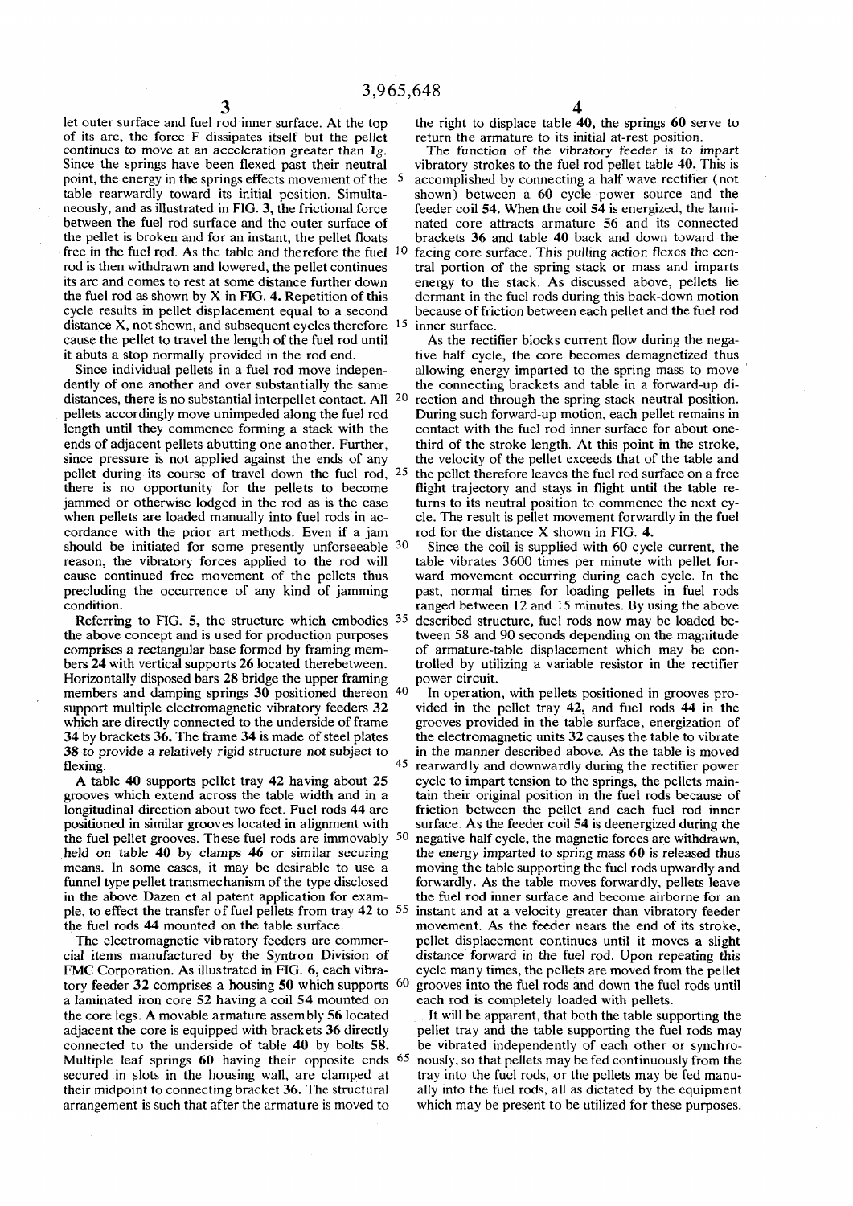let outer surface and fuel rod inner surface. At the top of its arc, the force F dissipates itself but the pellet continues to move at an acceleration greater than 1g. Since the springs have been flexed past their neutral point, the energy in the springs effects movement of the table rearwardly toward its initial position. Simultaneously, and as illustrated in FIG. 3, the frictional force between the fuel rod surface and the outer surface of the pellet is broken and for an instant, the pellet floats free in the fuel rod. As the table and therefore the fuel rod is then withdrawn and lowered, the pellet continues its arc and comes to rest at some distance further down the fuel rod as shown by X in FIG. 4. Repetition of this cycle results in pellet displacement equal to a second distance X, not shown, and subsequent cycles therefore cause the pellet to travel the length of the fuel rod until it abuts a stop normally provided in the rod end.

Since individual pellets in a fuel rod move independently of one another and over substantially the same distances, there is no substantial interpellet contact. All pellets accordingly move unimpeded along the fuel rod length until they commence forming a stack with the ends of adjacent pellets abutting one another. Further, since pressure is not applied against the ends of any pellet during its course of travel down the fuel rod, there is no opportunity for the pellets to become jammed or otherwise lodged in the rod as is the case when pellets are loaded manually into fuel rods in accordance with the prior art methods. Even if a jam should be initiated for some presently unforseeable reason, the vibratory forces applied to the rod will cause continued free movement of the pellets thus precluding the occurrence of any kind of jamming condition.

Referring to FIG. 5, the structure which embodies the above concept and is used for production purposes comprises a rectangular base formed by framing members 24 with vertical supports 26 located therebetween. Horizontally disposed bars 28 bridge the upper framing members and damping springs 30 positioned thereon support multiple electromagnetic vibratory feeders 32 which are directly connected to the underside of frame 34 by brackets 36. The frame 34 is made of steel plates 38 to provide a relatively rigid structure not subject to flexing.

A table 40 supports pellet tray 42 having about 25 grooves which extend across the table width and in a longitudinal direction about two feet. Fuel rods 44 are positioned in similar grooves located in alignment with the fuel pellet grooves. These fuel rods are immovably held on table 40 by clamps 46 or similar securing means. In some cases, it may be desirable to use a funnel type pellet transmechanism of the type disclosed in the above Dazen et al patent application for example, to effect the transfer of fuel pellets from tray 42 to the fuel rods 44 mounted on the table surface.

The electromagnetic vibratory feeders are commercial items manufactured by the Syntron Division of FMC Corporation. As illustrated in FIG. 6, each vibratory feeder 32 comprises a housing 50 which supports a laminated iron core 52 having a coil 54 mounted on the core legs. A movable armature assembly 56 located adjacent the core is equipped with brackets 36 directly connected to the underside of table 40 by bolts 58. Multiple leaf springs 60 having their opposite ends secured in slots in the housing wall, are clamped at their midpoint to connecting bracket 36. The structural arrangement is such that after the armature is moved to the right to displace table 40, the springs 60 serve to return the armature to its initial at-rest position.

The function of the vibratory feeder is to impart vibratory strokes to the fuel rod pellet table 40. This is accomplished by connecting a half wave rectifier (not shown) between a 60 cycle power source and the feeder coil 54. When the coil 54 is energized, the laminated core attracts armature 56 and its connected brackets 36 and table 40 back and down toward the facing core surface. This pulling action flexes the central portion of the spring stack or mass and imparts energy to the stack. As discussed above, pellets lie dormant in the fuel rods during this back-down motion because of friction between each pellet and the fuel rod inner surface.

As the rectifier blocks current flow during the negative half cycle, the core becomes demagnetized thus allowing energy imparted to the spring mass to move the connecting brackets and table in a forward-up direction and through the spring stack neutral position. During such forward-up motion, each pellet remains in contact with the fuel rod inner surface for about one-third of the stroke length. At this point in the stroke, the velocity of the pellet exceeds that of the table and the pellet therefore leaves the fuel rod surface on a free flight trajectory and stays in flight until the table returns to its neutral position to commence the next cycle. The result is pellet movement forwardly in the fuel rod for the distance X shown in FIG. 4.

Since the coil is supplied with 60 cycle current, the table vibrates 3600 times per minute with pellet forward movement occurring during each cycle. In the past, normal times for loading pellets in fuel rods ranged between 12 and 15 minutes. By using the above described structure, fuel rods now may be loaded between 58 and 90 seconds depending on the magnitude of armature-table displacement which may be controlled by utilizing a variable resistor in the rectifier power circuit.

In operation, with pellets positioned in grooves provided in the pellet tray 42, and fuel rods 44 in the grooves provided in the table surface, energization of the electromagnetic units 32 causes the table to vibrate in the manner described above. As the table is moved rearwardly and downwardly during the rectifier power cycle to impart tension to the springs, the pellets maintain their original position in the fuel rods because of friction between the pellet and each fuel rod inner surface. As the feeder coil 54 is deenergized during the negative half cycle, the magnetic forces are withdrawn, the energy imparted to spring mass 60 is released thus moving the table supporting the fuel rods upwardly and forwardly. As the table moves forwardly, pellets leave the fuel rod inner surface and become airborne for an instant and at a velocity greater than vibratory feeder movement. As the feeder nears the end of its stroke, pellet displacement continues until it moves a slight distance forward in the fuel rod. Upon repeating this cycle many times, the pellets are moved from the pellet grooves into the fuel rods and down the fuel rods until each rod is completely loaded with pellets.

It will be apparent, that both the table supporting the pellet tray and the table supporting the fuel rods may be vibrated independently of each other or synchronously, so that pellets may be fed continuously from the tray into the fuel rods, or the pellets may be fed manually into the fuel rods, all as dictated by the equipment which may be present to be utilized for these purposes.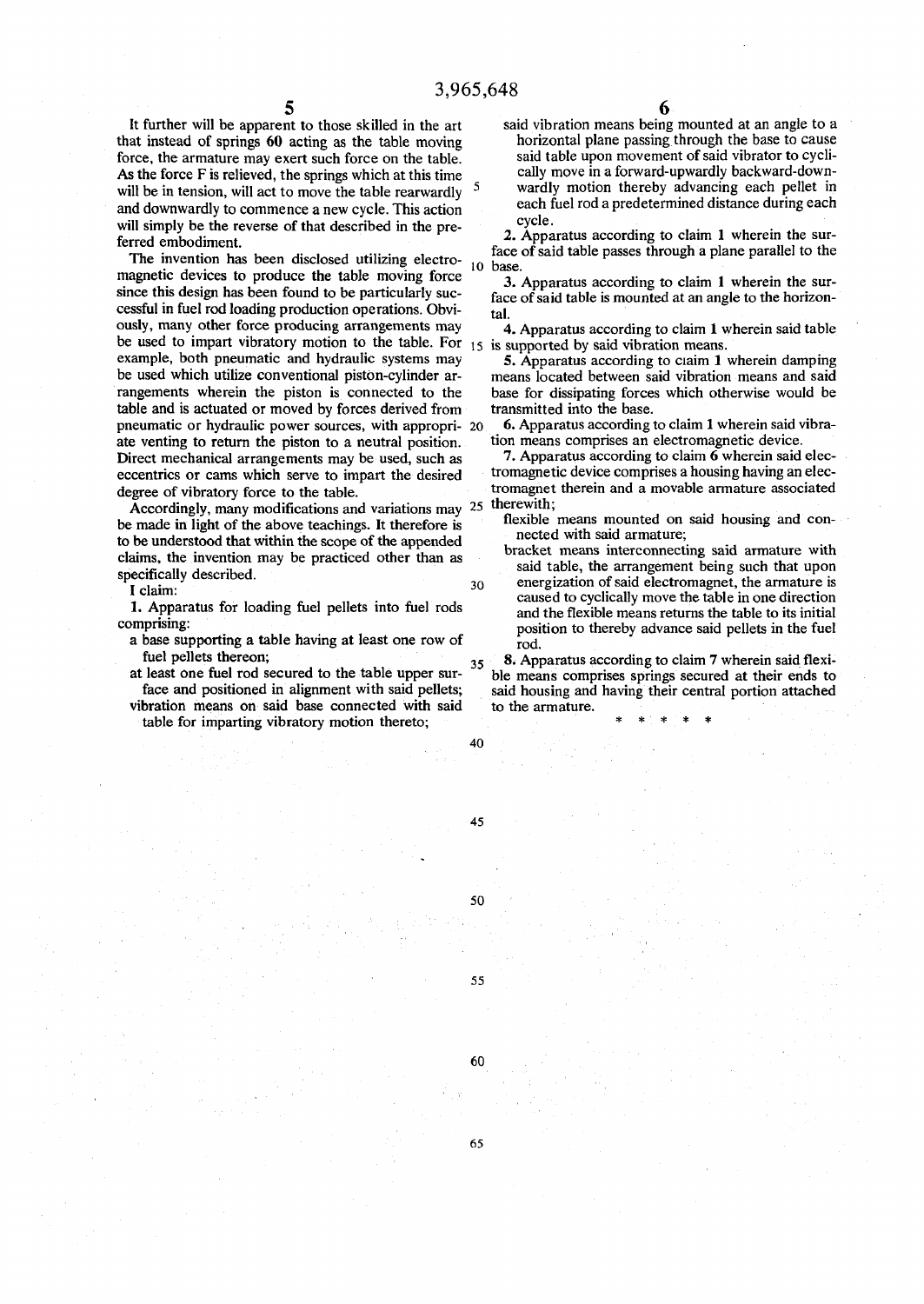It further will be apparent to those skilled in the art that instead of springs 60 acting as the table moving force, the armature may exert such force on the table. As the force F is relieved, the springs which at this time will be in tension, will act to move the table rearwardly and downwardly to commence a new cycle. This action will simply be the reverse of that described in the preferred embodiment.

The invention has been disclosed utilizing electromagnetic devices to produce the table moving force since this design has been found to be particularly successful in fuel rod loading production operations. Obviously, many other force producing arrangements may be used to impart vibratory motion to the table. For example, both pneumatic and hydraulic systems may be used which utilize conventional piston-cylinder arrangements wherein the piston is connected to the table and is actuated or moved by forces derived from pneumatic or hydraulic power sources, with appropriate venting to return the piston to a neutral position. Direct mechanical arrangements may be used, such as eccentrics or cams which serve to impart the desired degree of vibratory force to the table.

Accordingly, many modifications and variations may be made in light of the above teachings. It therefore is to be understood that within the scope of the appended claims, the invention may be practiced other than as specifically described.

I claim:

1. Apparatus for loading fuel pellets into fuel rods comprising:
   - a base supporting a table having at least one row of fuel pellets thereon;
   - at least one fuel rod secured to the table upper surface and positioned in alignment with said pellets;
   - vibration means on said base connected with said table for imparting vibratory motion thereto;
   - said vibration means being mounted at an angle to a horizontal plane passing through the base to cause said table upon movement of said vibrator to cyclically move in a forward-upwardly backward-downwardly motion thereby advancing each pellet in each fuel rod a predetermined distance during each cycle.

2. Apparatus according to claim 1 wherein the surface of said table passes through a plane parallel to the base.

3. Apparatus according to claim 1 wherein the surface of said table is mounted at an angle to the horizontal.

4. Apparatus according to claim 1 wherein said table is supported by said vibration means.

5. Apparatus according to claim 1 wherein damping means located between said vibration means and said base for dissipating forces which otherwise would be transmitted into the base.

6. Apparatus according to claim 1 wherein said vibration means comprises an electromagnetic device.

7. Apparatus according to claim 6 wherein said electromagnetic device comprises a housing having an electromagnet therein and a movable armature associated therewith;
   - flexible means mounted on said housing and connected with said armature;
   - bracket means interconnecting said armature with said table, the arrangement being such that upon energization of said electromagnet, the armature is caused to cyclically move the table in one direction and the flexible means returns the table to its initial position to thereby advance said pellets in the fuel rod.

8. Apparatus according to claim 7 wherein said flexible means comprises springs secured at their ends to said housing and having their central portion attached to the armature.

* * * * *